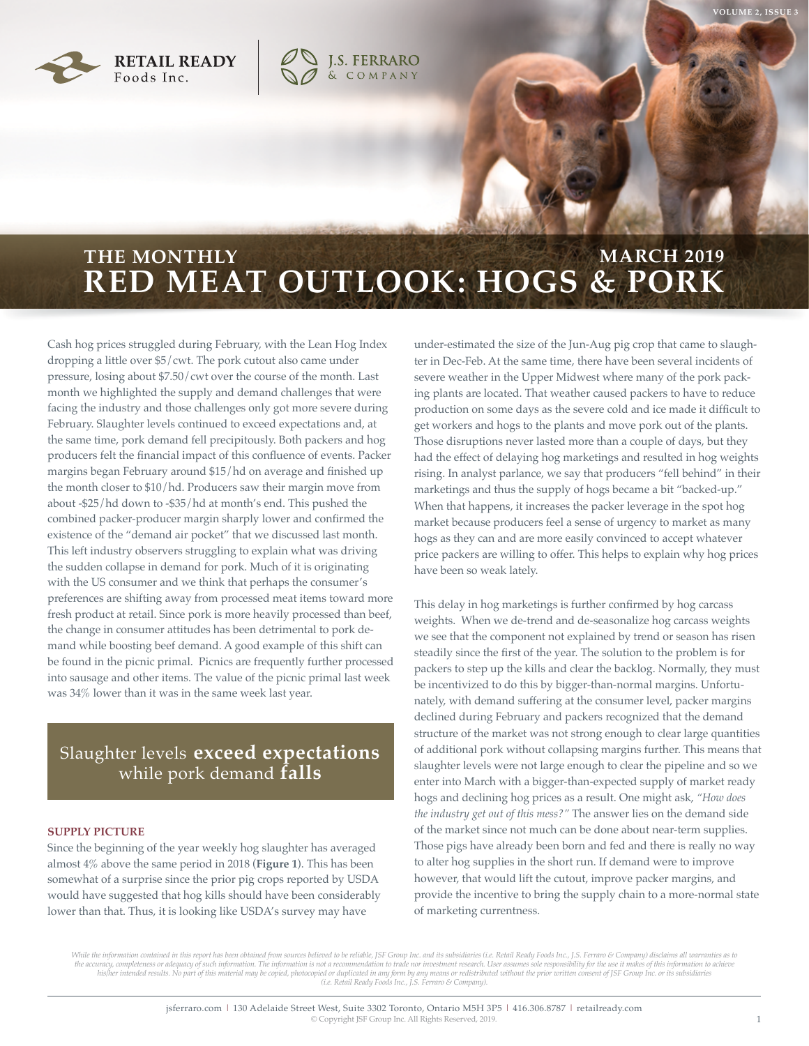# THE MONTHLY RED MEAT OUTLOOK: HOGS & PORK

## MARCH 2019

Cash hog prices struggled during February, with the Lean Hog Index dropping a little over $5/cwt. The pork cutout also came under pressure, losing about $7.50/cwt over the course of the month. Last month we highlighted the supply and demand challenges that were facing the industry and those challenges only got more severe during February. Slaughter levels continued to exceed expectations and, at the same time, pork demand fell precipitously. Both packers and hog producers felt the financial impact of this confluence of events. Packer margins began February around $15/hd on average and finished up the month closer to $10/hd. Producers saw their margin move from about -$25/hd down to -$35/hd at month's end. This pushed the combined packer-producer margin sharply lower and confirmed the existence of the "demand air pocket" that we discussed last month. This left industry observers struggling to explain what was driving the sudden collapse in demand for pork. Much of it is originating with the US consumer and we think that perhaps the consumer's preferences are shifting away from processed meat items toward more fresh product at retail. Since pork is more heavily processed than beef, the change in consumer attitudes has been detrimental to pork demand while boosting beef demand. A good example of this shift can be found in the picnic primal. Picnics are frequently further processed into sausage and other items. The value of the picnic primal last week was 34% lower than it was in the same week last year.

> Slaughter levels **exceed expectations** while pork demand **falls**

### SUPPLY PICTURE

Since the beginning of the year weekly hog slaughter has averaged almost 4% above the same period in 2018 (**Figure 1**). This has been somewhat of a surprise since the prior pig crops reported by USDA would have suggested that hog kills should have been considerably lower than that. Thus, it is looking like USDA's survey may have under-estimated the size of the Jun-Aug pig crop that came to slaughter in Dec-Feb. At the same time, there have been several incidents of severe weather in the Upper Midwest where many of the pork packing plants are located. That weather caused packers to have to reduce production on some days as the severe cold and ice made it difficult to get workers and hogs to the plants and move pork out of the plants. Those disruptions never lasted more than a couple of days, but they had the effect of delaying hog marketings and resulted in hog weights rising. In analyst parlance, we say that producers "fell behind" in their marketings and thus the supply of hogs became a bit "backed-up." When that happens, it increases the packer leverage in the spot hog market because producers feel a sense of urgency to market as many hogs as they can and are more easily convinced to accept whatever price packers are willing to offer. This helps to explain why hog prices have been so weak lately.

This delay in hog marketings is further confirmed by hog carcass weights. When we de-trend and de-seasonalize hog carcass weights we see that the component not explained by trend or season has risen steadily since the first of the year. The solution to the problem is for packers to step up the kills and clear the backlog. Normally, they must be incentivized to do this by bigger-than-normal margins. Unfortunately, with demand suffering at the consumer level, packer margins declined during February and packers recognized that the demand structure of the market was not strong enough to clear large quantities of additional pork without collapsing margins further. This means that slaughter levels were not large enough to clear the pipeline and so we enter into March with a bigger-than-expected supply of market ready hogs and declining hog prices as a result. One might ask, *"How does the industry get out of this mess?"* The answer lies on the demand side of the market since not much can be done about near-term supplies. Those pigs have already been born and fed and there is really no way to alter hog supplies in the short run. If demand were to improve however, that would lift the cutout, improve packer margins, and provide the incentive to bring the supply chain to a more-normal state of marketing currentness.

*While the information contained in this report has been obtained from sources believed to be reliable, JSF Group Inc. and its subsidiaries (i.e. Retail Ready Foods Inc., J.S. Ferraro & Company) disclaims all warranties as to the accuracy, completeness or adequacy of such information. The information is not a recommendation to trade nor investment research. User assumes sole responsibility for the use it makes of this information to achieve his/her intended results. No part of this material may be copied, photocopied or duplicated in any form by any means or redistributed without the prior written consent of JSF Group Inc. or its subsidiaries (i.e. Retail Ready Foods Inc., J.S. Ferraro & Company).*

jsferraro.com | 130 Adelaide Street West, Suite 3302 Toronto, Ontario M5H 3P5 | 416.306.8787 | retailready.com
© Copyright JSF Group Inc. All Rights Reserved, 2019.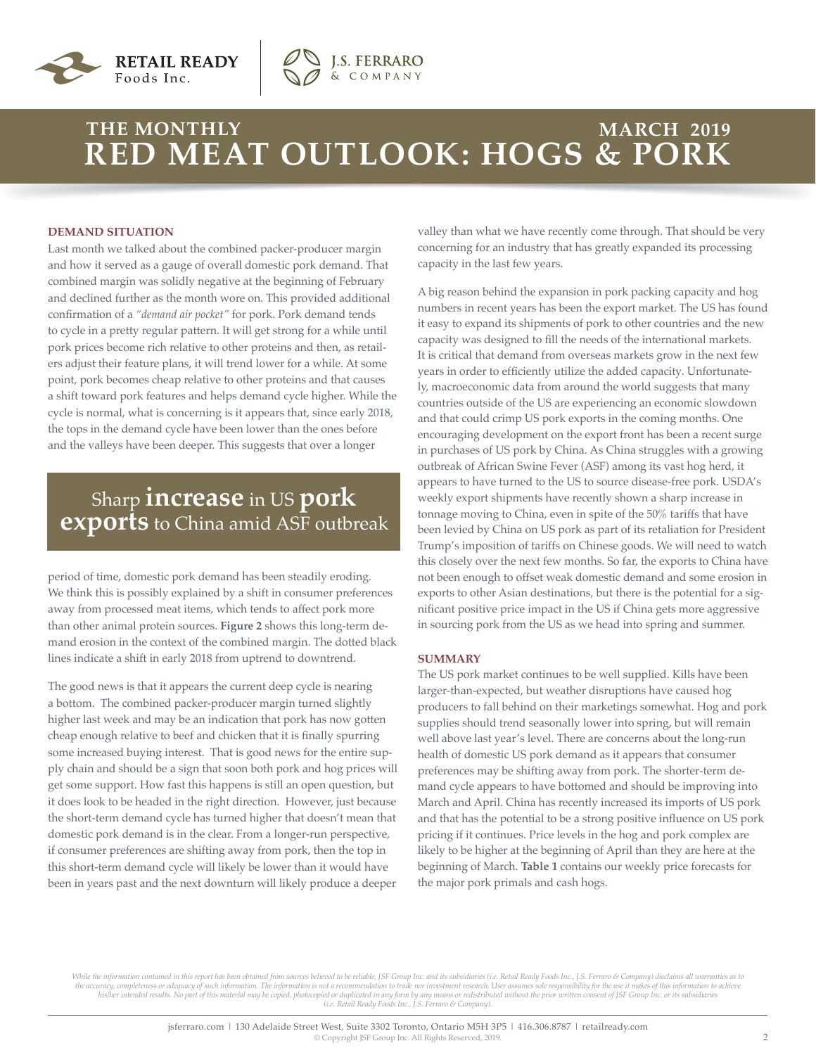# THE MONTHLY RED MEAT OUTLOOK: HOGS & PORK

MARCH 2019

## DEMAND SITUATION

Last month we talked about the combined packer-producer margin and how it served as a gauge of overall domestic pork demand. That combined margin was solidly negative at the beginning of February and declined further as the month wore on. This provided additional confirmation of a *"demand air pocket"* for pork. Pork demand tends to cycle in a pretty regular pattern. It will get strong for a while until pork prices become rich relative to other proteins and then, as retailers adjust their feature plans, it will trend lower for a while. At some point, pork becomes cheap relative to other proteins and that causes a shift toward pork features and helps demand cycle higher. While the cycle is normal, what is concerning is it appears that, since early 2018, the tops in the demand cycle have been lower than the ones before and the valleys have been deeper. This suggests that over a longer period of time, domestic pork demand has been steadily eroding. We think this is possibly explained by a shift in consumer preferences away from processed meat items, which tends to affect pork more than other animal protein sources. **Figure 2** shows this long-term demand erosion in the context of the combined margin. The dotted black lines indicate a shift in early 2018 from uptrend to downtrend.

> Sharp **increase** in US **pork exports** to China amid ASF outbreak

The good news is that it appears the current deep cycle is nearing a bottom. The combined packer-producer margin turned slightly higher last week and may be an indication that pork has now gotten cheap enough relative to beef and chicken that it is finally spurring some increased buying interest. That is good news for the entire supply chain and should be a sign that soon both pork and hog prices will get some support. How fast this happens is still an open question, but it does look to be headed in the right direction. However, just because the short-term demand cycle has turned higher that doesn't mean that domestic pork demand is in the clear. From a longer-run perspective, if consumer preferences are shifting away from pork, then the top in this short-term demand cycle will likely be lower than it would have been in years past and the next downturn will likely produce a deeper valley than what we have recently come through. That should be very concerning for an industry that has greatly expanded its processing capacity in the last few years.

A big reason behind the expansion in pork packing capacity and hog numbers in recent years has been the export market. The US has found it easy to expand its shipments of pork to other countries and the new capacity was designed to fill the needs of the international markets. It is critical that demand from overseas markets grow in the next few years in order to efficiently utilize the added capacity. Unfortunately, macroeconomic data from around the world suggests that many countries outside of the US are experiencing an economic slowdown and that could crimp US pork exports in the coming months. One encouraging development on the export front has been a recent surge in purchases of US pork by China. As China struggles with a growing outbreak of African Swine Fever (ASF) among its vast hog herd, it appears to have turned to the US to source disease-free pork. USDA's weekly export shipments have recently shown a sharp increase in tonnage moving to China, even in spite of the 50% tariffs that have been levied by China on US pork as part of its retaliation for President Trump's imposition of tariffs on Chinese goods. We will need to watch this closely over the next few months. So far, the exports to China have not been enough to offset weak domestic demand and some erosion in exports to other Asian destinations, but there is the potential for a significant positive price impact in the US if China gets more aggressive in sourcing pork from the US as we head into spring and summer.

## SUMMARY

The US pork market continues to be well supplied. Kills have been larger-than-expected, but weather disruptions have caused hog producers to fall behind on their marketings somewhat. Hog and pork supplies should trend seasonally lower into spring, but will remain well above last year's level. There are concerns about the long-run health of domestic US pork demand as it appears that consumer preferences may be shifting away from pork. The shorter-term demand cycle appears to have bottomed and should be improving into March and April. China has recently increased its imports of US pork and that has the potential to be a strong positive influence on US pork pricing if it continues. Price levels in the hog and pork complex are likely to be higher at the beginning of April than they are here at the beginning of March. **Table 1** contains our weekly price forecasts for the major pork primals and cash hogs.

*While the information contained in this report has been obtained from sources believed to be reliable, JSF Group Inc. and its subsidiaries (i.e. Retail Ready Foods Inc., J.S. Ferraro & Company) disclaims all warranties as to the accuracy, completeness or adequacy of such information. The information is not a recommendation to trade nor investment research. User assumes sole responsibility for the use it makes of this information to achieve his/her intended results. No part of this material may be copied, photocopied or duplicated in any form by any means or redistributed without the prior written consent of JSF Group Inc. or its subsidiaries (i.e. Retail Ready Foods Inc., J.S. Ferraro & Company).*

jsferraro.com | 130 Adelaide Street West, Suite 3302 Toronto, Ontario M5H 3P5 | 416.306.8787 | retailready.com
© Copyright JSF Group Inc. All Rights Reserved, 2019.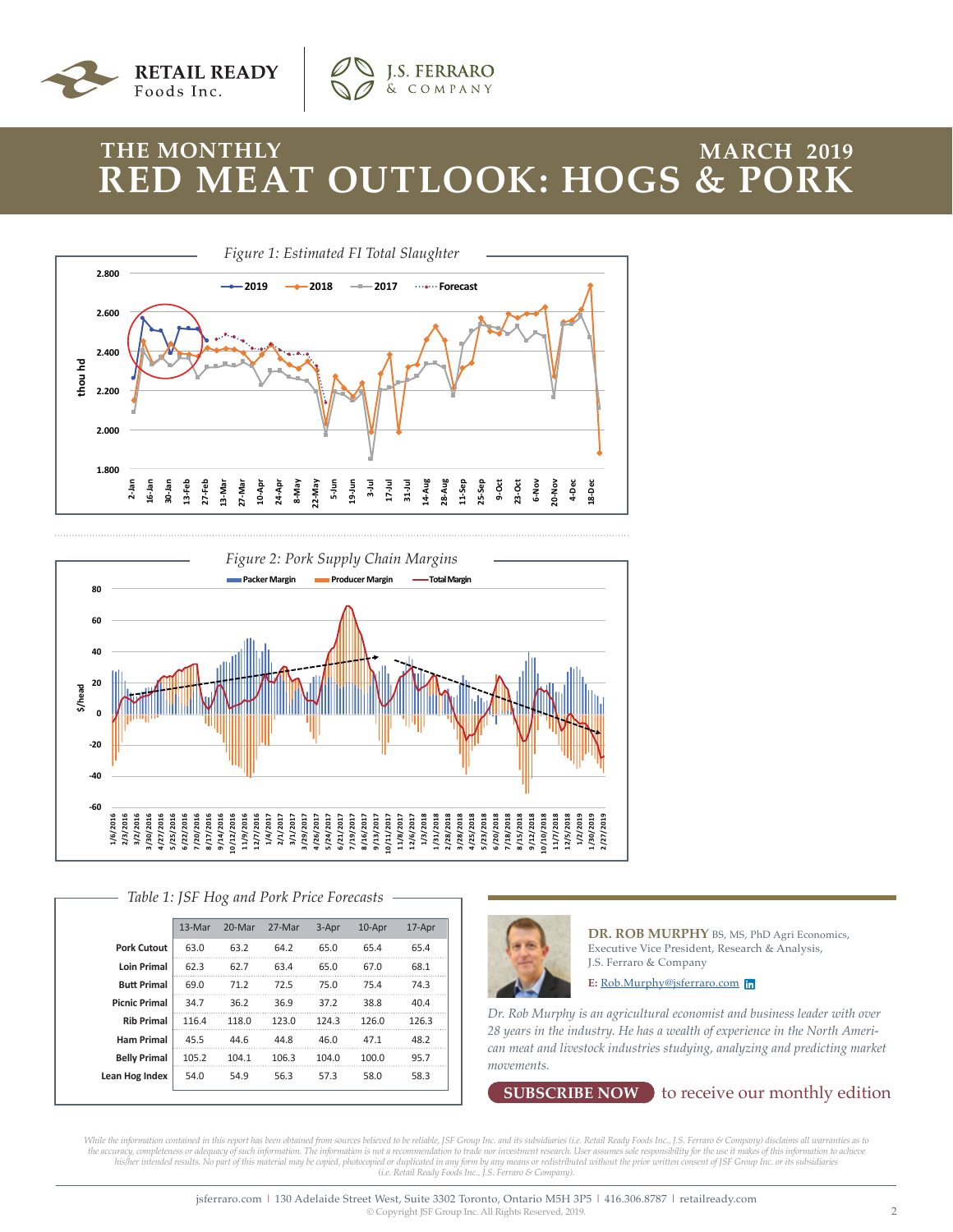# THE MONTHLY RED MEAT OUTLOOK: HOGS & PORK

MARCH 2019

*Figure 1: Estimated FI Total Slaughter*

2019 · 2018 · 2017 · Forecast

thou hd

2.800
2.600
2.400
2.200
2.000
1.800

2-Jan, 16-Jan, 30-Jan, 13-Feb, 27-Feb, 13-Mar, 27-Mar, 10-Apr, 24-Apr, 8-May, 22-May, 5-Jun, 19-Jun, 3-Jul, 17-Jul, 31-Jul, 14-Aug, 28-Aug, 11-Sep, 25-Sep, 9-Oct, 23-Oct, 6-Nov, 20-Nov, 4-Dec, 18-Dec

*Figure 2: Pork Supply Chain Margins*

Packer Margin · Producer Margin · Total Margin

$/head

80
60
40
20
0
-20
-40
-60

1/6/2016, 2/3/2016, 3/2/2016, 3/30/2016, 4/27/2016, 5/25/2016, 6/22/2016, 7/20/2016, 8/17/2016, 9/14/2016, 10/12/2016, 11/9/2016, 12/7/2016, 1/4/2017, 2/1/2017, 3/1/2017, 3/29/2017, 4/26/2017, 5/24/2017, 6/21/2017, 7/19/2017, 8/16/2017, 9/13/2017, 10/11/2017, 11/8/2017, 12/6/2017, 1/3/2018, 1/31/2018, 2/28/2018, 3/28/2018, 4/25/2018, 5/23/2018, 6/20/2018, 7/18/2018, 8/15/2018, 9/12/2018, 10/10/2018, 11/7/2018, 12/5/2018, 1/2/2019, 1/30/2019, 2/27/2019

*Table 1: JSF Hog and Pork Price Forecasts*

| | 13-Mar | 20-Mar | 27-Mar | 3-Apr | 10-Apr | 17-Apr |
|---|---|---|---|---|---|---|
| **Pork Cutout** | 63.0 | 63.2 | 64.2 | 65.0 | 65.4 | 65.4 |
| **Loin Primal** | 62.3 | 62.7 | 63.4 | 65.0 | 67.0 | 68.1 |
| **Butt Primal** | 69.0 | 71.2 | 72.5 | 75.0 | 75.4 | 74.3 |
| **Picnic Primal** | 34.7 | 36.2 | 36.9 | 37.2 | 38.8 | 40.4 |
| **Rib Primal** | 116.4 | 118.0 | 123.0 | 124.3 | 126.0 | 126.3 |
| **Ham Primal** | 45.5 | 44.6 | 44.8 | 46.0 | 47.1 | 48.2 |
| **Belly Primal** | 105.2 | 104.1 | 106.3 | 104.0 | 100.0 | 95.7 |
| **Lean Hog Index** | 54.0 | 54.9 | 56.3 | 57.3 | 58.0 | 58.3 |

**DR. ROB MURPHY** BS, MS, PhD Agri Economics,
Executive Vice President, Research & Analysis,
J.S. Ferraro & Company

E: Rob.Murphy@jsferraro.com

*Dr. Rob Murphy is an agricultural economist and business leader with over 28 years in the industry. He has a wealth of experience in the North American meat and livestock industries studying, analyzing and predicting market movements.*

**SUBSCRIBE NOW** to receive our monthly edition

*While the information contained in this report has been obtained from sources believed to be reliable, JSF Group Inc. and its subsidiaries (i.e. Retail Ready Foods Inc., J.S. Ferraro & Company) disclaims all warranties as to the accuracy, completeness or adequacy of such information. The information is not a recommendation to trade nor investment research. User assumes sole responsibility for the use it makes of this information to achieve his/her intended results. No part of this material may be copied, photocopied or duplicated in any form by any means or redistributed without the prior written consent of JSF Group Inc. or its subsidiaries (i.e. Retail Ready Foods Inc., J.S. Ferraro & Company).*

jsferraro.com | 130 Adelaide Street West, Suite 3302 Toronto, Ontario M5H 3P5 | 416.306.8787 | retailready.com
© Copyright JSF Group Inc. All Rights Reserved, 2019.